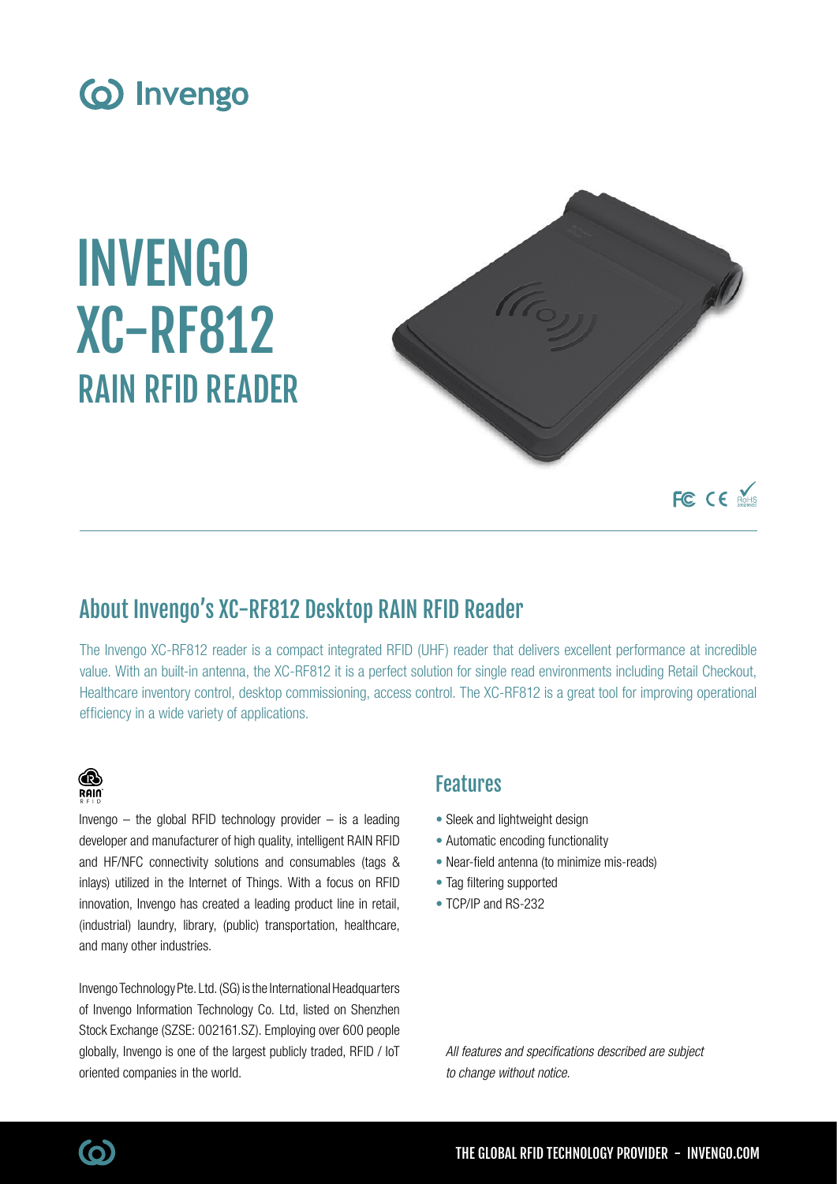# INVENGO XC-RF812 RAIN RFID READER

## About Invengo's XC-RF812 Desktop RAIN RFID Reader

The Invengo XC-RF812 reader is a compact integrated RFID (UHF) reader that delivers excellent performance at incredible value. With an built-in antenna, the XC-RF812 it is a perfect solution for single read environments including Retail Checkout, Healthcare inventory control, desktop commissioning, access control. The XC-RF812 is a great tool for improving operational efficiency in a wide variety of applications.

Invengo – the global RFID technology provider – is a leading developer and manufacturer of high quality, intelligent RAIN RFID and HF/NFC connectivity solutions and consumables (tags & inlays) utilized in the Internet of Things. With a focus on RFID innovation, Invengo has created a leading product line in retail, (industrial) laundry, library, (public) transportation, healthcare, and many other industries.

Invengo Technology Pte. Ltd. (SG) is the International Headquarters of Invengo Information Technology Co. Ltd, listed on Shenzhen Stock Exchange (SZSE: 002161.SZ). Employing over 600 people globally, Invengo is one of the largest publicly traded, RFID / IoT oriented companies in the world.

## Features

- Sleek and lightweight design
- Automatic encoding functionality
- Near-field antenna (to minimize mis-reads)
- Tag filtering supported
- TCP/IP and RS-232

*All features and specifications described are subject to change without notice.*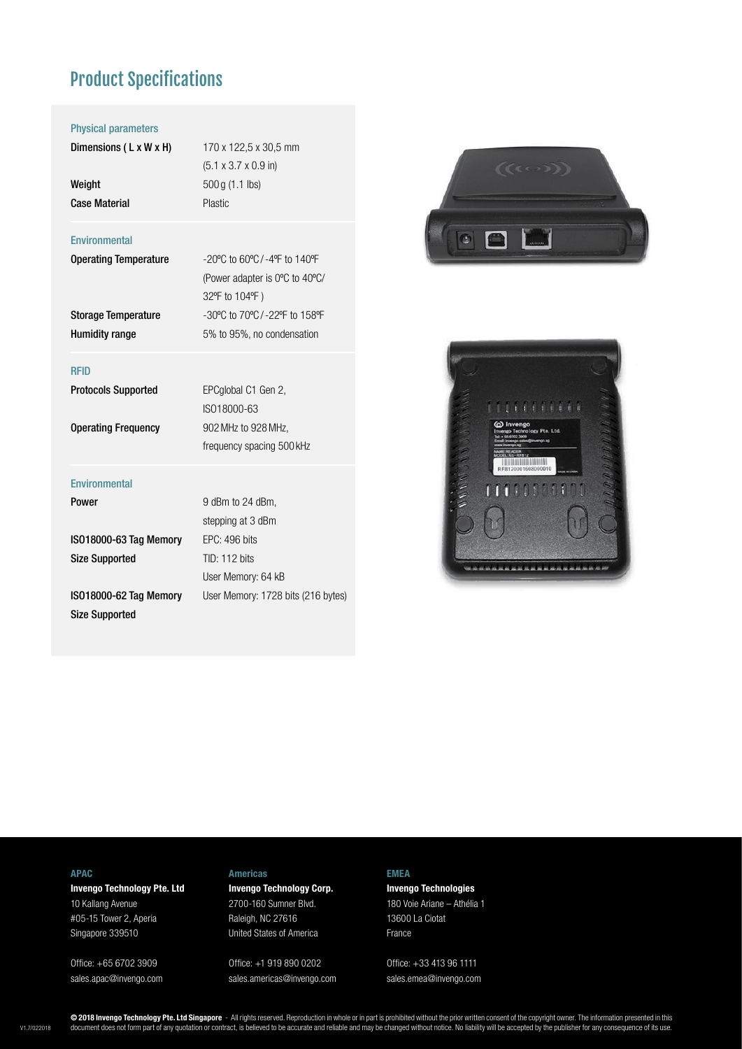# Product Specifications

### Physical parameters

| | |
|---|---|
| **Dimensions ( L x W x H)** | 170 x 122,5 x 30,5 mm (5.1 x 3.7 x 0.9 in) |
| **Weight** | 500 g (1.1 lbs) |
| **Case Material** | Plastic |

### Environmental

| | |
|---|---|
| **Operating Temperature** | -20ºC to 60ºC / -4ºF to 140ºF (Power adapter is 0ºC to 40ºC/ 32ºF to 104ºF ) |
| **Storage Temperature** | -30ºC to 70ºC / -22ºF to 158ºF |
| **Humidity range** | 5% to 95%, no condensation |

### RFID

| | |
|---|---|
| **Protocols Supported** | EPCglobal C1 Gen 2, ISO18000-63 |
| **Operating Frequency** | 902 MHz to 928 MHz, frequency spacing 500 kHz |

### Environmental

| | |
|---|---|
| **Power** | 9 dBm to 24 dBm, stepping at 3 dBm |
| **ISO18000-63 Tag Memory Size Supported** | EPC: 496 bits<br>TID: 112 bits<br>User Memory: 64 kB |
| **ISO18000-62 Tag Memory Size Supported** | User Memory: 1728 bits (216 bytes) |

**APAC**
**Invengo Technology Pte. Ltd**
10 Kallang Avenue
#05-15 Tower 2, Aperia
Singapore 339510

Office: +65 6702 3909
sales.apac@invengo.com

**Americas**
**Invengo Technology Corp.**
2700-160 Sumner Blvd.
Raleigh, NC 27616
United States of America

Office: +1 919 890 0202
sales.americas@invengo.com

**EMEA**
**Invengo Technologies**
180 Voie Ariane – Athélia 1
13600 La Ciotat
France

Office: +33 413 96 1111
sales.emea@invengo.com

**© 2018 Invengo Technology Pte. Ltd Singapore** - All rights reserved. Reproduction in whole or in part is prohibited without the prior written consent of the copyright owner. The information presented in this document does not form part of any quotation or contract, is believed to be accurate and reliable and may be changed without notice. No liability will be accepted by the publisher for any consequence of its use.

V1.7/022018